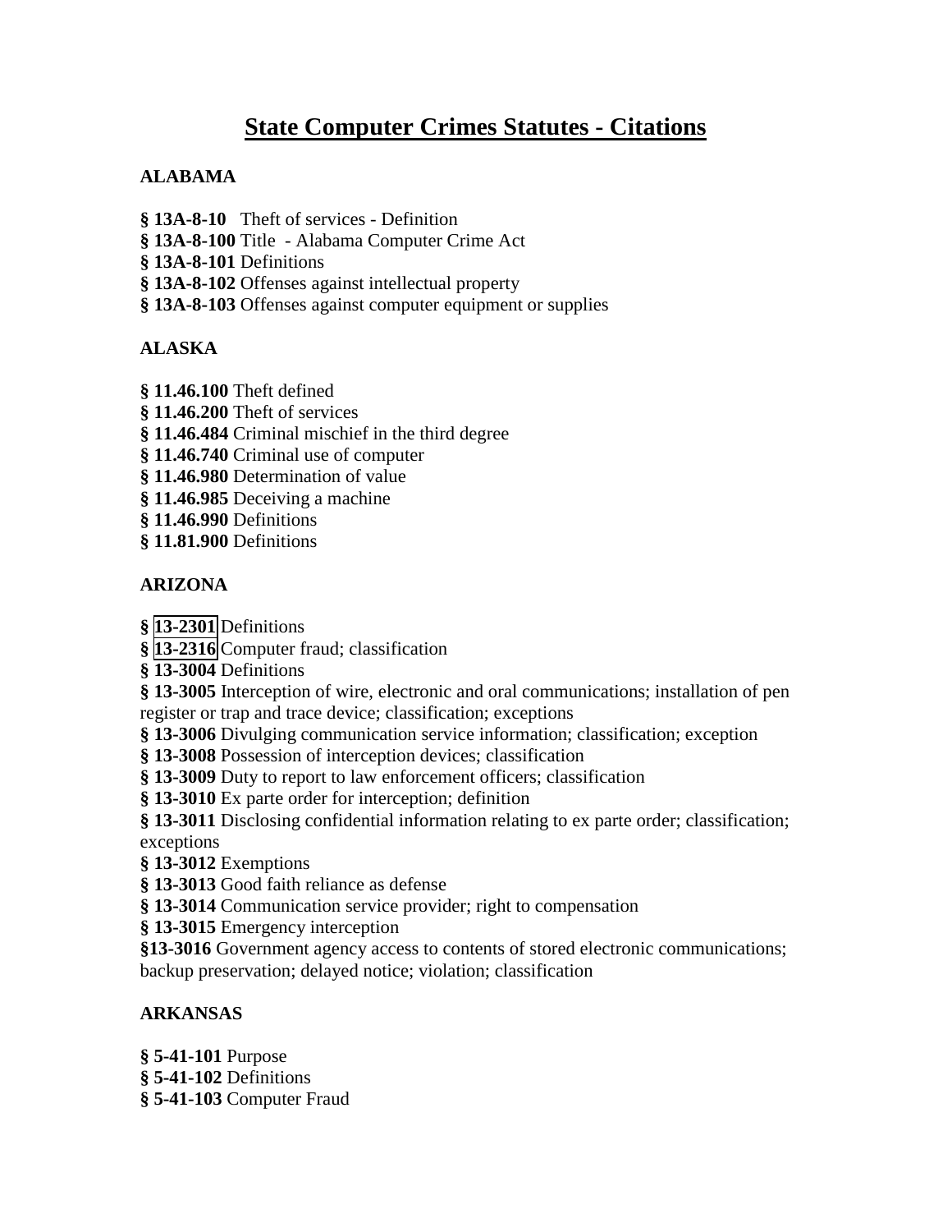# State Computer Crimes Statutes - Citations

### ALABAMA

**§ 13A-8-10** Theft of services - Definition
**§ 13A-8-100** Title - Alabama Computer Crime Act
**§ 13A-8-101** Definitions
**§ 13A-8-102** Offenses against intellectual property
**§ 13A-8-103** Offenses against computer equipment or supplies

### ALASKA

**§ 11.46.100** Theft defined
**§ 11.46.200** Theft of services
**§ 11.46.484** Criminal mischief in the third degree
**§ 11.46.740** Criminal use of computer
**§ 11.46.980** Determination of value
**§ 11.46.985** Deceiving a machine
**§ 11.46.990** Definitions
**§ 11.81.900** Definitions

### ARIZONA

**§ 13-2301** Definitions
**§ 13-2316** Computer fraud; classification
**§ 13-3004** Definitions
**§ 13-3005** Interception of wire, electronic and oral communications; installation of pen register or trap and trace device; classification; exceptions
**§ 13-3006** Divulging communication service information; classification; exception
**§ 13-3008** Possession of interception devices; classification
**§ 13-3009** Duty to report to law enforcement officers; classification
**§ 13-3010** Ex parte order for interception; definition
**§ 13-3011** Disclosing confidential information relating to ex parte order; classification; exceptions
**§ 13-3012** Exemptions
**§ 13-3013** Good faith reliance as defense
**§ 13-3014** Communication service provider; right to compensation
**§ 13-3015** Emergency interception
**§13-3016** Government agency access to contents of stored electronic communications; backup preservation; delayed notice; violation; classification

### ARKANSAS

**§ 5-41-101** Purpose
**§ 5-41-102** Definitions
**§ 5-41-103** Computer Fraud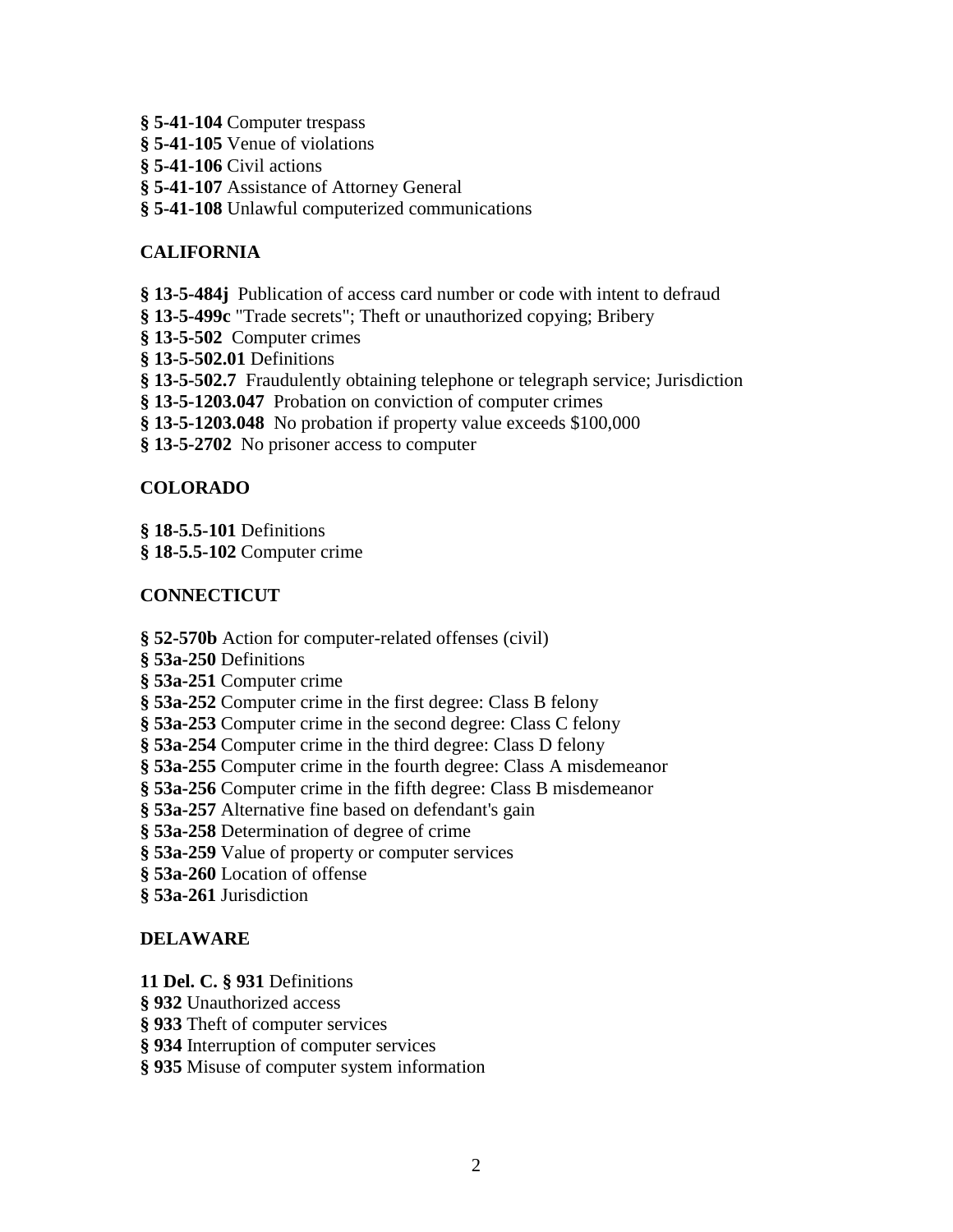**§ 5-41-104** Computer trespass
**§ 5-41-105** Venue of violations
**§ 5-41-106** Civil actions
**§ 5-41-107** Assistance of Attorney General
**§ 5-41-108** Unlawful computerized communications

## CALIFORNIA

**§ 13-5-484j** Publication of access card number or code with intent to defraud
**§ 13-5-499c** "Trade secrets"; Theft or unauthorized copying; Bribery
**§ 13-5-502** Computer crimes
**§ 13-5-502.01** Definitions
**§ 13-5-502.7** Fraudulently obtaining telephone or telegraph service; Jurisdiction
**§ 13-5-1203.047** Probation on conviction of computer crimes
**§ 13-5-1203.048** No probation if property value exceeds $100,000
**§ 13-5-2702** No prisoner access to computer

## COLORADO

**§ 18-5.5-101** Definitions
**§ 18-5.5-102** Computer crime

## CONNECTICUT

**§ 52-570b** Action for computer-related offenses (civil)
**§ 53a-250** Definitions
**§ 53a-251** Computer crime
**§ 53a-252** Computer crime in the first degree: Class B felony
**§ 53a-253** Computer crime in the second degree: Class C felony
**§ 53a-254** Computer crime in the third degree: Class D felony
**§ 53a-255** Computer crime in the fourth degree: Class A misdemeanor
**§ 53a-256** Computer crime in the fifth degree: Class B misdemeanor
**§ 53a-257** Alternative fine based on defendant's gain
**§ 53a-258** Determination of degree of crime
**§ 53a-259** Value of property or computer services
**§ 53a-260** Location of offense
**§ 53a-261** Jurisdiction

## DELAWARE

**11 Del. C. § 931** Definitions
**§ 932** Unauthorized access
**§ 933** Theft of computer services
**§ 934** Interruption of computer services
**§ 935** Misuse of computer system information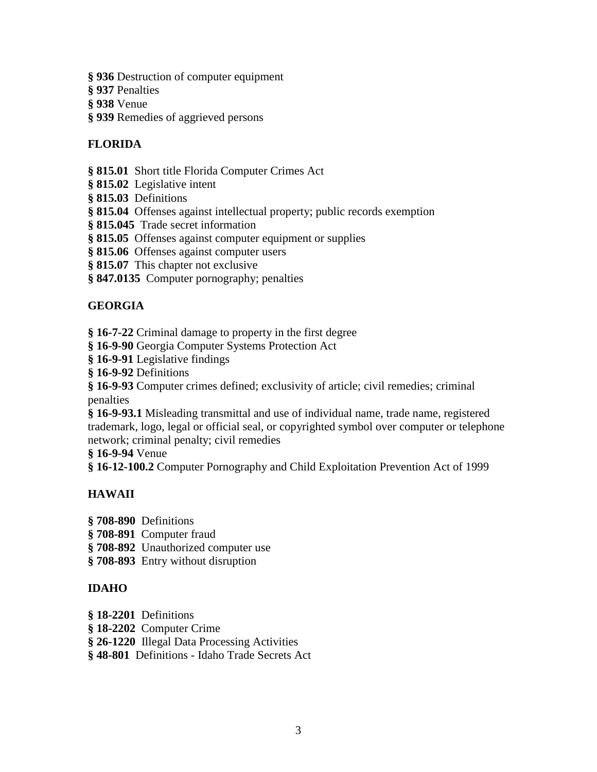**§ 936** Destruction of computer equipment
**§ 937** Penalties
**§ 938** Venue
**§ 939** Remedies of aggrieved persons

## FLORIDA

**§ 815.01** Short title Florida Computer Crimes Act
**§ 815.02** Legislative intent
**§ 815.03** Definitions
**§ 815.04** Offenses against intellectual property; public records exemption
**§ 815.045** Trade secret information
**§ 815.05** Offenses against computer equipment or supplies
**§ 815.06** Offenses against computer users
**§ 815.07** This chapter not exclusive
**§ 847.0135** Computer pornography; penalties

## GEORGIA

**§ 16-7-22** Criminal damage to property in the first degree
**§ 16-9-90** Georgia Computer Systems Protection Act
**§ 16-9-91** Legislative findings
**§ 16-9-92** Definitions
**§ 16-9-93** Computer crimes defined; exclusivity of article; civil remedies; criminal penalties
**§ 16-9-93.1** Misleading transmittal and use of individual name, trade name, registered trademark, logo, legal or official seal, or copyrighted symbol over computer or telephone network; criminal penalty; civil remedies
**§ 16-9-94** Venue
**§ 16-12-100.2** Computer Pornography and Child Exploitation Prevention Act of 1999

## HAWAII

**§ 708-890** Definitions
**§ 708-891** Computer fraud
**§ 708-892** Unauthorized computer use
**§ 708-893** Entry without disruption

## IDAHO

**§ 18-2201** Definitions
**§ 18-2202** Computer Crime
**§ 26-1220** Illegal Data Processing Activities
**§ 48-801** Definitions - Idaho Trade Secrets Act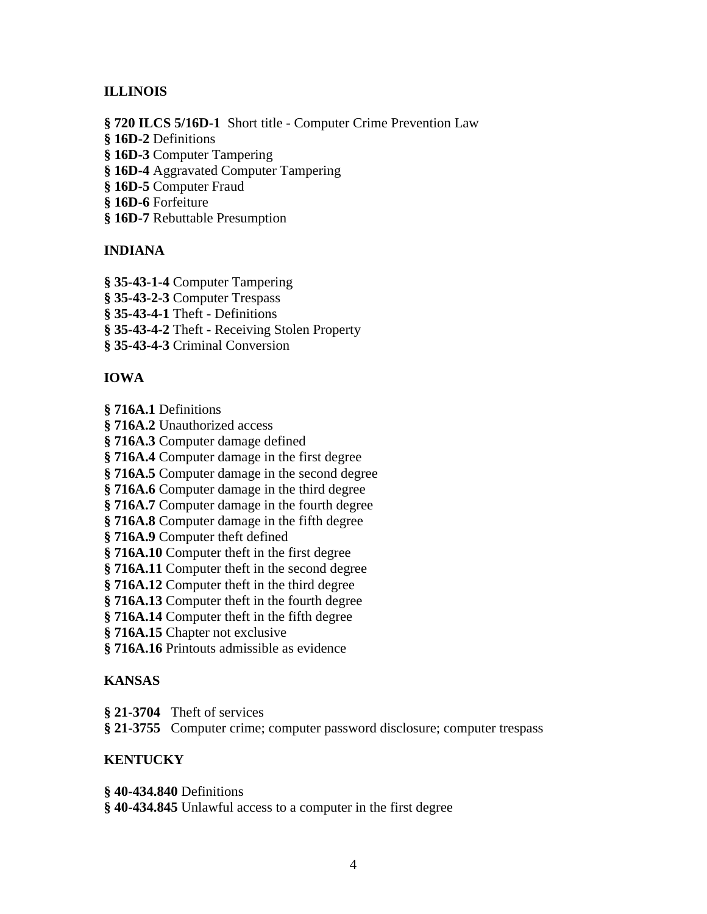**ILLINOIS**

**§ 720 ILCS 5/16D-1** Short title - Computer Crime Prevention Law
**§ 16D-2** Definitions
**§ 16D-3** Computer Tampering
**§ 16D-4** Aggravated Computer Tampering
**§ 16D-5** Computer Fraud
**§ 16D-6** Forfeiture
**§ 16D-7** Rebuttable Presumption

**INDIANA**

**§ 35-43-1-4** Computer Tampering
**§ 35-43-2-3** Computer Trespass
**§ 35-43-4-1** Theft - Definitions
**§ 35-43-4-2** Theft - Receiving Stolen Property
**§ 35-43-4-3** Criminal Conversion

**IOWA**

**§ 716A.1** Definitions
**§ 716A.2** Unauthorized access
**§ 716A.3** Computer damage defined
**§ 716A.4** Computer damage in the first degree
**§ 716A.5** Computer damage in the second degree
**§ 716A.6** Computer damage in the third degree
**§ 716A.7** Computer damage in the fourth degree
**§ 716A.8** Computer damage in the fifth degree
**§ 716A.9** Computer theft defined
**§ 716A.10** Computer theft in the first degree
**§ 716A.11** Computer theft in the second degree
**§ 716A.12** Computer theft in the third degree
**§ 716A.13** Computer theft in the fourth degree
**§ 716A.14** Computer theft in the fifth degree
**§ 716A.15** Chapter not exclusive
**§ 716A.16** Printouts admissible as evidence

**KANSAS**

**§ 21-3704** Theft of services
**§ 21-3755** Computer crime; computer password disclosure; computer trespass

**KENTUCKY**

**§ 40-434.840** Definitions
**§ 40-434.845** Unlawful access to a computer in the first degree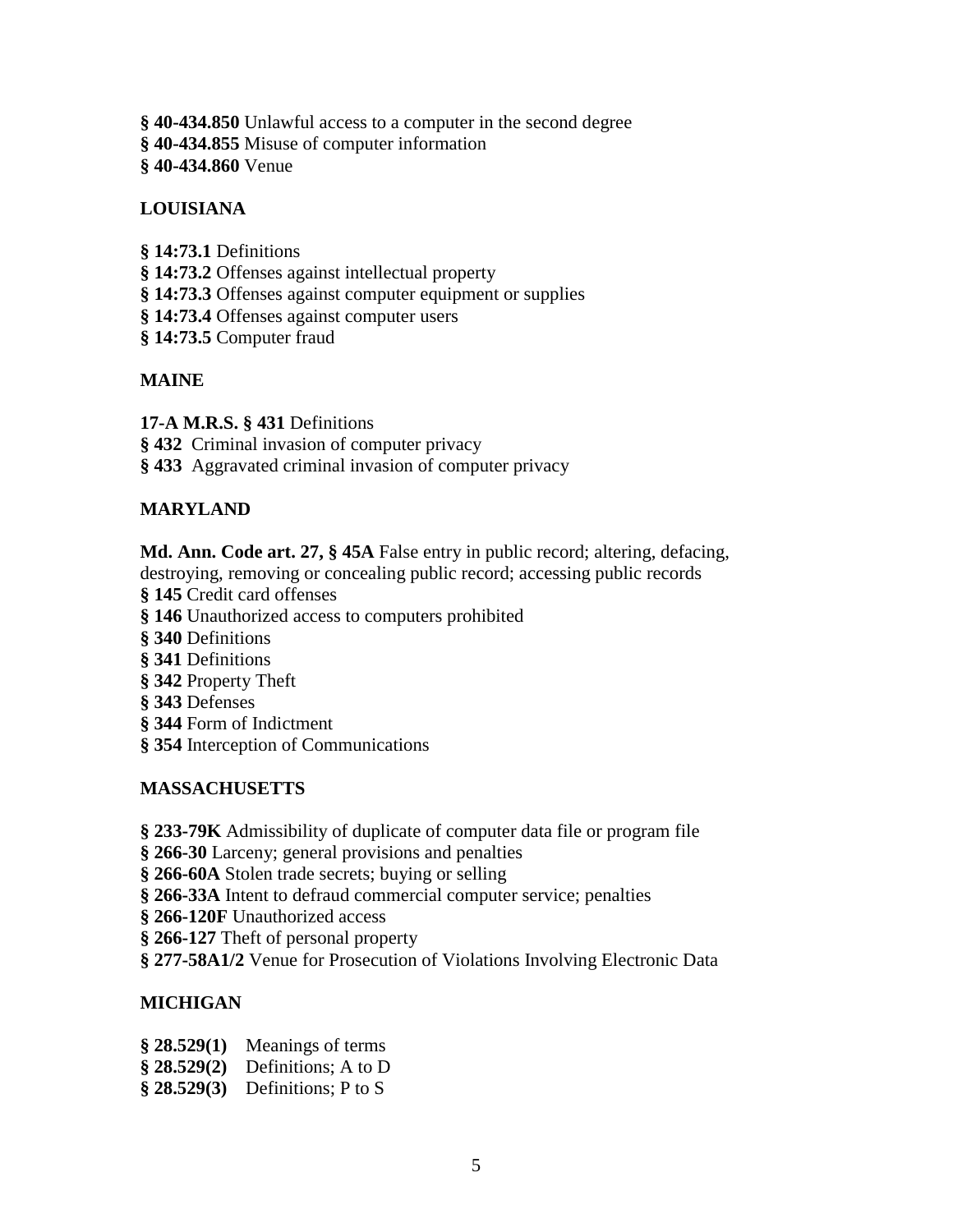**§ 40-434.850** Unlawful access to a computer in the second degree
**§ 40-434.855** Misuse of computer information
**§ 40-434.860** Venue

## LOUISIANA

**§ 14:73.1** Definitions
**§ 14:73.2** Offenses against intellectual property
**§ 14:73.3** Offenses against computer equipment or supplies
**§ 14:73.4** Offenses against computer users
**§ 14:73.5** Computer fraud

## MAINE

**17-A M.R.S. § 431** Definitions
**§ 432** Criminal invasion of computer privacy
**§ 433** Aggravated criminal invasion of computer privacy

## MARYLAND

**Md. Ann. Code art. 27, § 45A** False entry in public record; altering, defacing, destroying, removing or concealing public record; accessing public records
**§ 145** Credit card offenses
**§ 146** Unauthorized access to computers prohibited
**§ 340** Definitions
**§ 341** Definitions
**§ 342** Property Theft
**§ 343** Defenses
**§ 344** Form of Indictment
**§ 354** Interception of Communications

## MASSACHUSETTS

**§ 233-79K** Admissibility of duplicate of computer data file or program file
**§ 266-30** Larceny; general provisions and penalties
**§ 266-60A** Stolen trade secrets; buying or selling
**§ 266-33A** Intent to defraud commercial computer service; penalties
**§ 266-120F** Unauthorized access
**§ 266-127** Theft of personal property
**§ 277-58A1/2** Venue for Prosecution of Violations Involving Electronic Data

## MICHIGAN

**§ 28.529(1)** Meanings of terms
**§ 28.529(2)** Definitions; A to D
**§ 28.529(3)** Definitions; P to S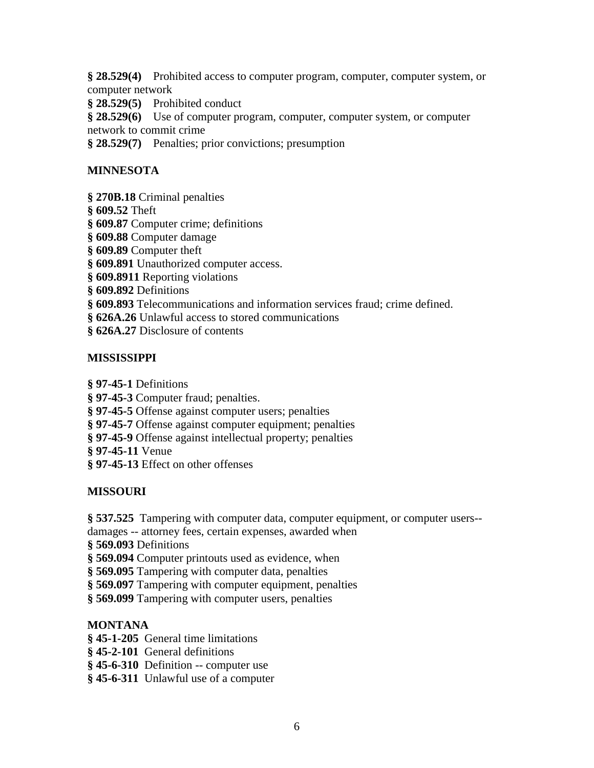**§ 28.529(4)** Prohibited access to computer program, computer, computer system, or computer network
**§ 28.529(5)** Prohibited conduct
**§ 28.529(6)** Use of computer program, computer, computer system, or computer network to commit crime
**§ 28.529(7)** Penalties; prior convictions; presumption

**MINNESOTA**

**§ 270B.18** Criminal penalties
**§ 609.52** Theft
**§ 609.87** Computer crime; definitions
**§ 609.88** Computer damage
**§ 609.89** Computer theft
**§ 609.891** Unauthorized computer access.
**§ 609.8911** Reporting violations
**§ 609.892** Definitions
**§ 609.893** Telecommunications and information services fraud; crime defined.
**§ 626A.26** Unlawful access to stored communications
**§ 626A.27** Disclosure of contents

**MISSISSIPPI**

**§ 97-45-1** Definitions
**§ 97-45-3** Computer fraud; penalties.
**§ 97-45-5** Offense against computer users; penalties
**§ 97-45-7** Offense against computer equipment; penalties
**§ 97-45-9** Offense against intellectual property; penalties
**§ 97-45-11** Venue
**§ 97-45-13** Effect on other offenses

**MISSOURI**

**§ 537.525** Tampering with computer data, computer equipment, or computer users-- damages -- attorney fees, certain expenses, awarded when
**§ 569.093** Definitions
**§ 569.094** Computer printouts used as evidence, when
**§ 569.095** Tampering with computer data, penalties
**§ 569.097** Tampering with computer equipment, penalties
**§ 569.099** Tampering with computer users, penalties

**MONTANA**
**§ 45-1-205** General time limitations
**§ 45-2-101** General definitions
**§ 45-6-310** Definition -- computer use
**§ 45-6-311** Unlawful use of a computer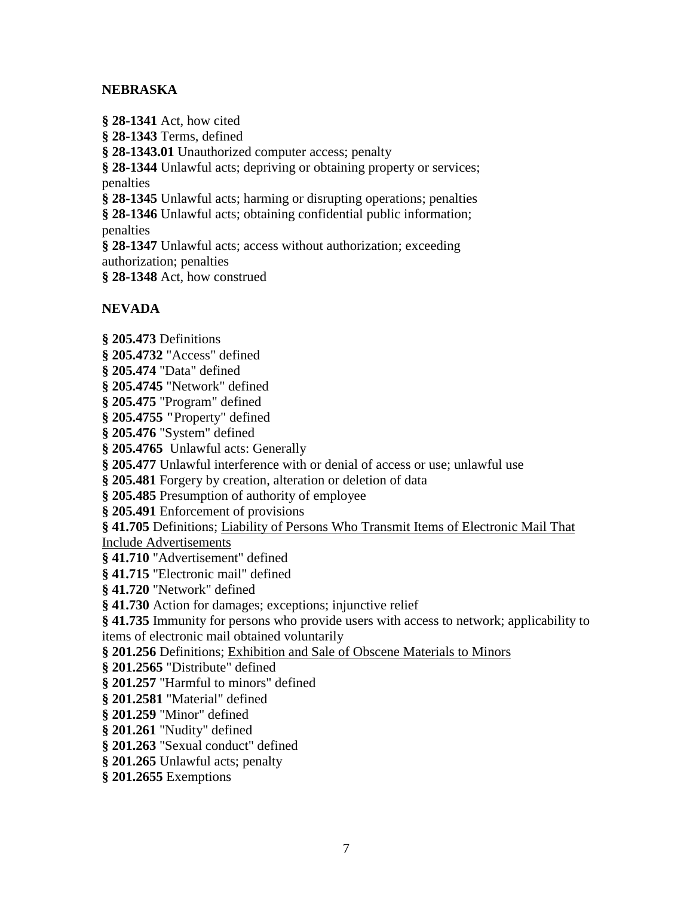**NEBRASKA**

**§ 28-1341** Act, how cited
**§ 28-1343** Terms, defined
**§ 28-1343.01** Unauthorized computer access; penalty
**§ 28-1344** Unlawful acts; depriving or obtaining property or services; penalties
**§ 28-1345** Unlawful acts; harming or disrupting operations; penalties
**§ 28-1346** Unlawful acts; obtaining confidential public information; penalties
**§ 28-1347** Unlawful acts; access without authorization; exceeding authorization; penalties
**§ 28-1348** Act, how construed

**NEVADA**

**§ 205.473** Definitions
**§ 205.4732** "Access" defined
**§ 205.474** "Data" defined
**§ 205.4745** "Network" defined
**§ 205.475** "Program" defined
**§ 205.4755** "Property" defined
**§ 205.476** "System" defined
**§ 205.4765** Unlawful acts: Generally
**§ 205.477** Unlawful interference with or denial of access or use; unlawful use
**§ 205.481** Forgery by creation, alteration or deletion of data
**§ 205.485** Presumption of authority of employee
**§ 205.491** Enforcement of provisions
**§ 41.705** Definitions; <u>Liability of Persons Who Transmit Items of Electronic Mail That Include Advertisements</u>
**§ 41.710** "Advertisement" defined
**§ 41.715** "Electronic mail" defined
**§ 41.720** "Network" defined
**§ 41.730** Action for damages; exceptions; injunctive relief
**§ 41.735** Immunity for persons who provide users with access to network; applicability to items of electronic mail obtained voluntarily
**§ 201.256** Definitions; <u>Exhibition and Sale of Obscene Materials to Minors</u>
**§ 201.2565** "Distribute" defined
**§ 201.257** "Harmful to minors" defined
**§ 201.2581** "Material" defined
**§ 201.259** "Minor" defined
**§ 201.261** "Nudity" defined
**§ 201.263** "Sexual conduct" defined
**§ 201.265** Unlawful acts; penalty
**§ 201.2655** Exemptions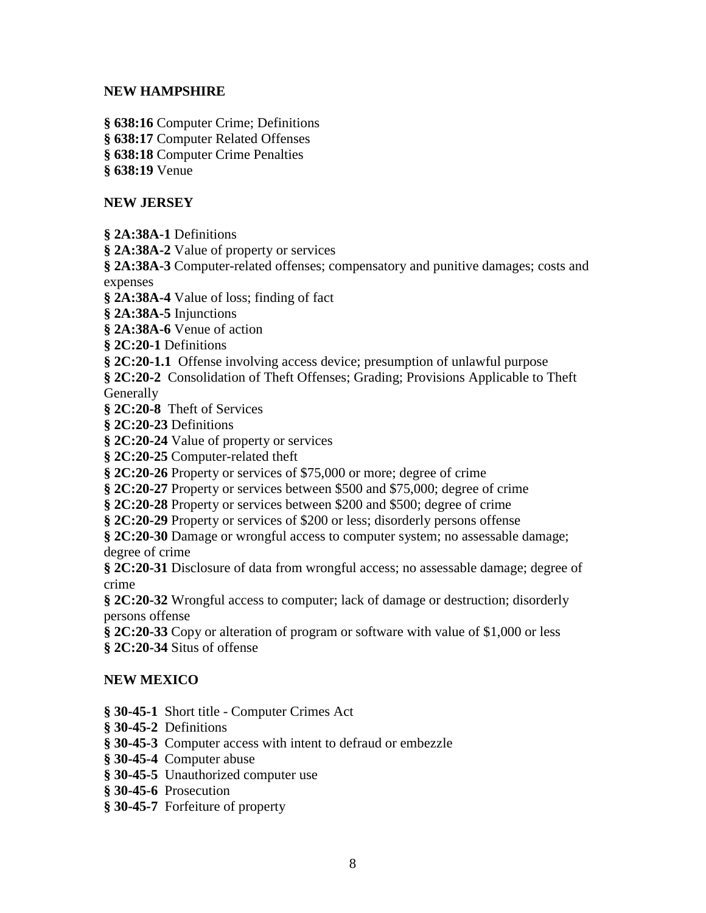## NEW HAMPSHIRE

**§ 638:16** Computer Crime; Definitions
**§ 638:17** Computer Related Offenses
**§ 638:18** Computer Crime Penalties
**§ 638:19** Venue

## NEW JERSEY

**§ 2A:38A-1** Definitions
**§ 2A:38A-2** Value of property or services
**§ 2A:38A-3** Computer-related offenses; compensatory and punitive damages; costs and expenses
**§ 2A:38A-4** Value of loss; finding of fact
**§ 2A:38A-5** Injunctions
**§ 2A:38A-6** Venue of action
**§ 2C:20-1** Definitions
**§ 2C:20-1.1** Offense involving access device; presumption of unlawful purpose
**§ 2C:20-2** Consolidation of Theft Offenses; Grading; Provisions Applicable to Theft Generally
**§ 2C:20-8** Theft of Services
**§ 2C:20-23** Definitions
**§ 2C:20-24** Value of property or services
**§ 2C:20-25** Computer-related theft
**§ 2C:20-26** Property or services of $75,000 or more; degree of crime
**§ 2C:20-27** Property or services between $500 and $75,000; degree of crime
**§ 2C:20-28** Property or services between $200 and $500; degree of crime
**§ 2C:20-29** Property or services of $200 or less; disorderly persons offense
**§ 2C:20-30** Damage or wrongful access to computer system; no assessable damage; degree of crime
**§ 2C:20-31** Disclosure of data from wrongful access; no assessable damage; degree of crime
**§ 2C:20-32** Wrongful access to computer; lack of damage or destruction; disorderly persons offense
**§ 2C:20-33** Copy or alteration of program or software with value of $1,000 or less
**§ 2C:20-34** Situs of offense

## NEW MEXICO

**§ 30-45-1** Short title - Computer Crimes Act
**§ 30-45-2** Definitions
**§ 30-45-3** Computer access with intent to defraud or embezzle
**§ 30-45-4** Computer abuse
**§ 30-45-5** Unauthorized computer use
**§ 30-45-6** Prosecution
**§ 30-45-7** Forfeiture of property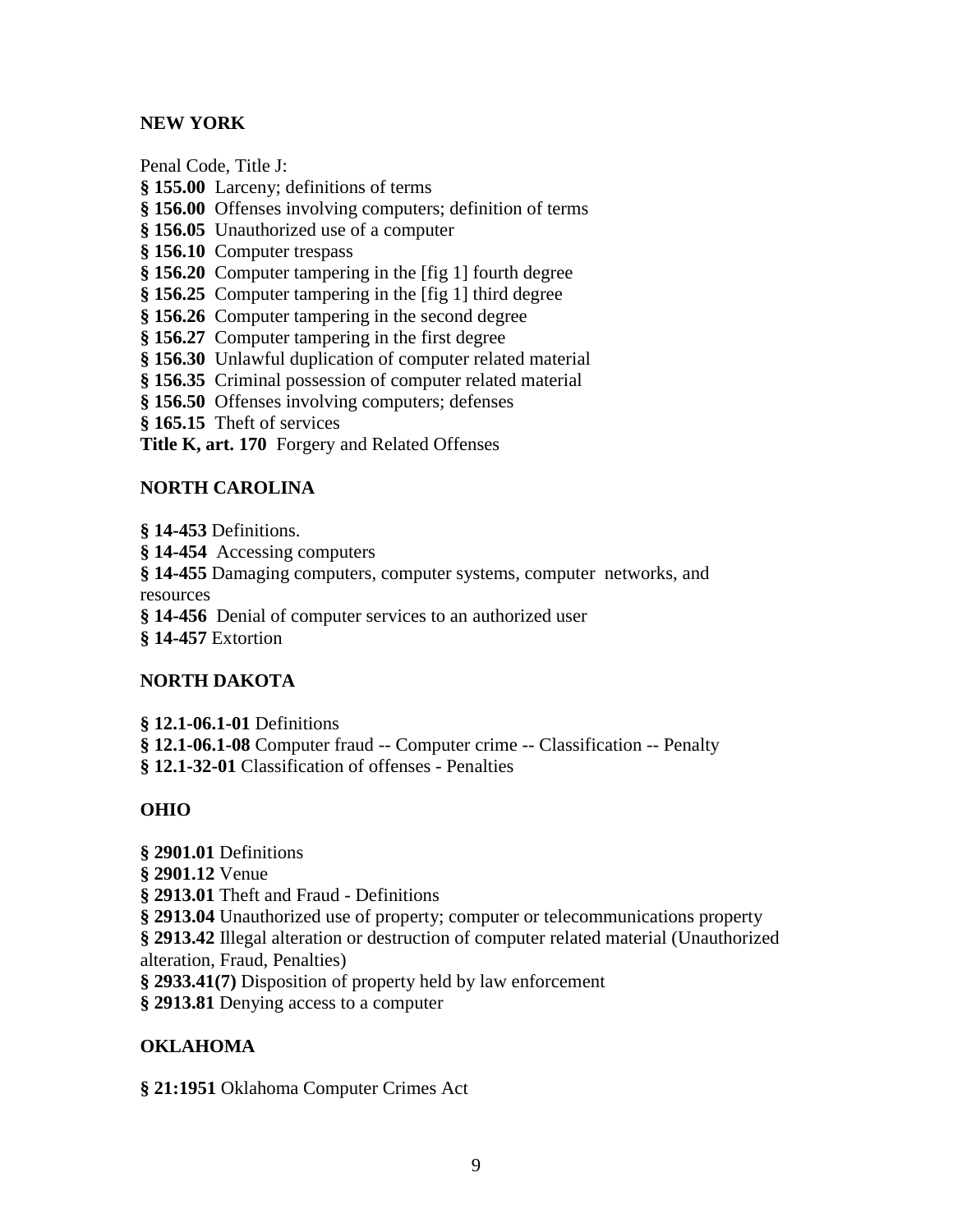**NEW YORK**

Penal Code, Title J:

**§ 155.00** Larceny; definitions of terms
**§ 156.00** Offenses involving computers; definition of terms
**§ 156.05** Unauthorized use of a computer
**§ 156.10** Computer trespass
**§ 156.20** Computer tampering in the [fig 1] fourth degree
**§ 156.25** Computer tampering in the [fig 1] third degree
**§ 156.26** Computer tampering in the second degree
**§ 156.27** Computer tampering in the first degree
**§ 156.30** Unlawful duplication of computer related material
**§ 156.35** Criminal possession of computer related material
**§ 156.50** Offenses involving computers; defenses
**§ 165.15** Theft of services
**Title K, art. 170** Forgery and Related Offenses

**NORTH CAROLINA**

**§ 14-453** Definitions.
**§ 14-454** Accessing computers
**§ 14-455** Damaging computers, computer systems, computer networks, and resources
**§ 14-456** Denial of computer services to an authorized user
**§ 14-457** Extortion

**NORTH DAKOTA**

**§ 12.1-06.1-01** Definitions
**§ 12.1-06.1-08** Computer fraud -- Computer crime -- Classification -- Penalty
**§ 12.1-32-01** Classification of offenses - Penalties

**OHIO**

**§ 2901.01** Definitions
**§ 2901.12** Venue
**§ 2913.01** Theft and Fraud - Definitions
**§ 2913.04** Unauthorized use of property; computer or telecommunications property
**§ 2913.42** Illegal alteration or destruction of computer related material (Unauthorized alteration, Fraud, Penalties)
**§ 2933.41(7)** Disposition of property held by law enforcement
**§ 2913.81** Denying access to a computer

**OKLAHOMA**

**§ 21:1951** Oklahoma Computer Crimes Act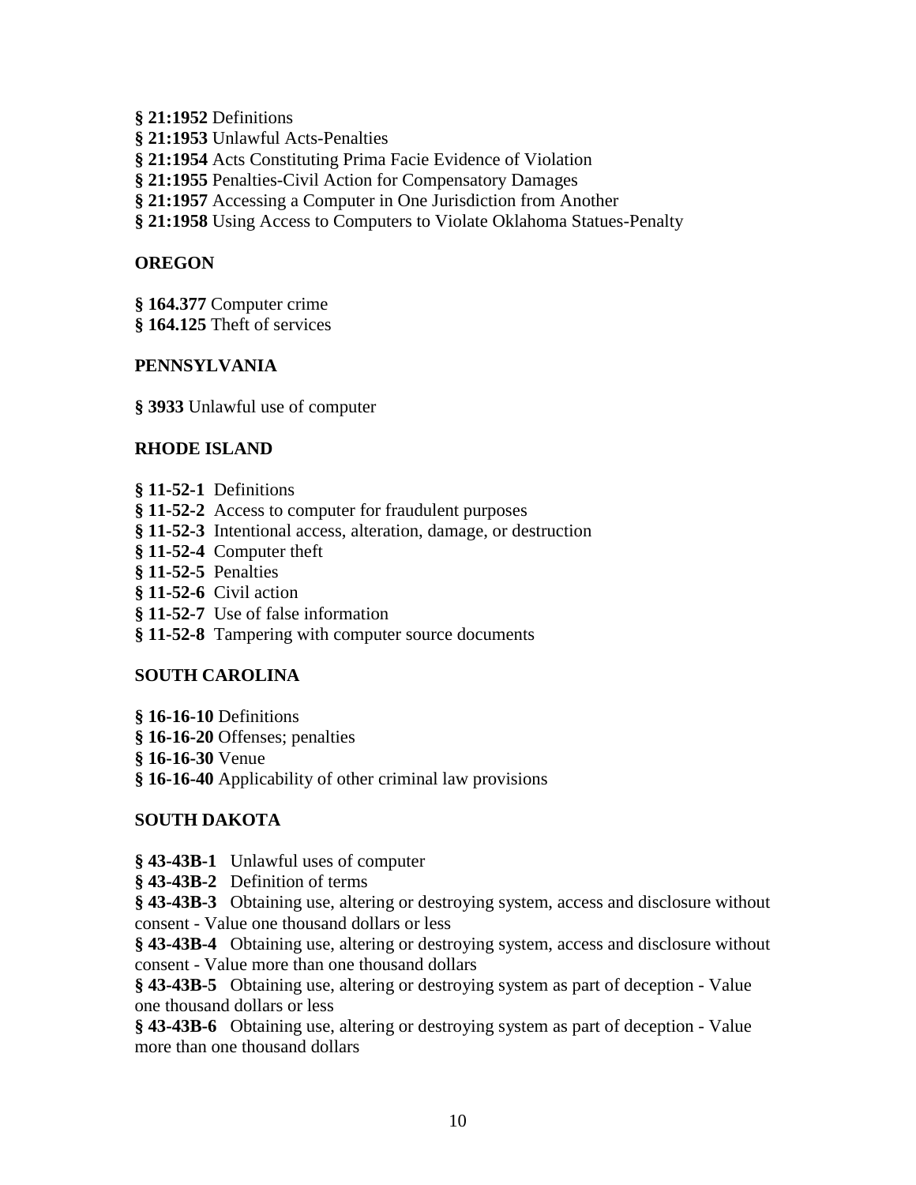**§ 21:1952** Definitions
**§ 21:1953** Unlawful Acts-Penalties
**§ 21:1954** Acts Constituting Prima Facie Evidence of Violation
**§ 21:1955** Penalties-Civil Action for Compensatory Damages
**§ 21:1957** Accessing a Computer in One Jurisdiction from Another
**§ 21:1958** Using Access to Computers to Violate Oklahoma Statues-Penalty

## OREGON

**§ 164.377** Computer crime
**§ 164.125** Theft of services

## PENNSYLVANIA

**§ 3933** Unlawful use of computer

## RHODE ISLAND

**§ 11-52-1** Definitions
**§ 11-52-2** Access to computer for fraudulent purposes
**§ 11-52-3** Intentional access, alteration, damage, or destruction
**§ 11-52-4** Computer theft
**§ 11-52-5** Penalties
**§ 11-52-6** Civil action
**§ 11-52-7** Use of false information
**§ 11-52-8** Tampering with computer source documents

## SOUTH CAROLINA

**§ 16-16-10** Definitions
**§ 16-16-20** Offenses; penalties
**§ 16-16-30** Venue
**§ 16-16-40** Applicability of other criminal law provisions

## SOUTH DAKOTA

**§ 43-43B-1** Unlawful uses of computer
**§ 43-43B-2** Definition of terms
**§ 43-43B-3** Obtaining use, altering or destroying system, access and disclosure without consent - Value one thousand dollars or less
**§ 43-43B-4** Obtaining use, altering or destroying system, access and disclosure without consent - Value more than one thousand dollars
**§ 43-43B-5** Obtaining use, altering or destroying system as part of deception - Value one thousand dollars or less
**§ 43-43B-6** Obtaining use, altering or destroying system as part of deception - Value more than one thousand dollars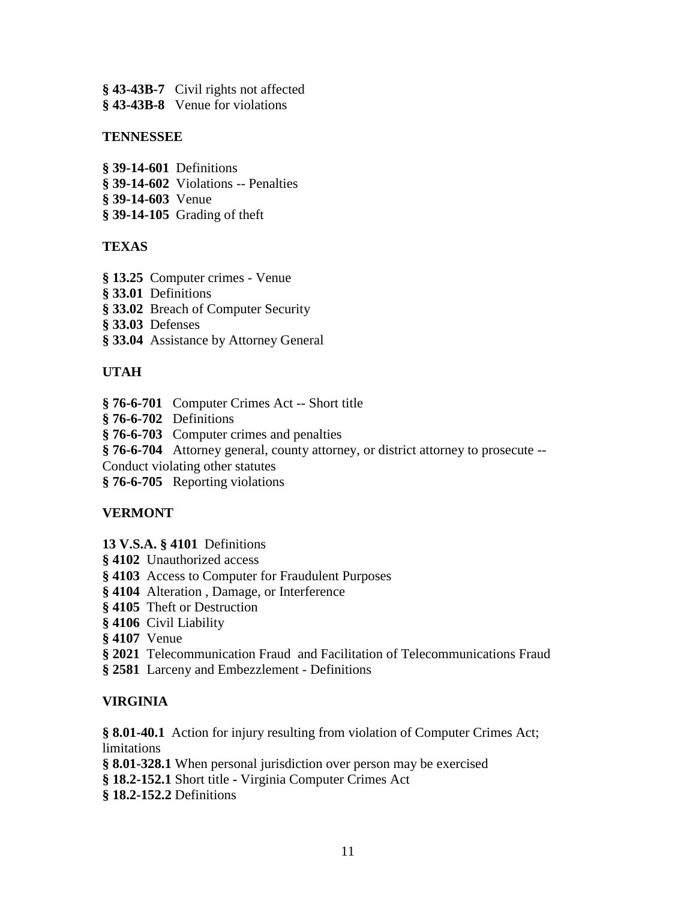**§ 43-43B-7** Civil rights not affected
**§ 43-43B-8** Venue for violations

**TENNESSEE**

**§ 39-14-601** Definitions
**§ 39-14-602** Violations -- Penalties
**§ 39-14-603** Venue
**§ 39-14-105** Grading of theft

**TEXAS**

**§ 13.25** Computer crimes - Venue
**§ 33.01** Definitions
**§ 33.02** Breach of Computer Security
**§ 33.03** Defenses
**§ 33.04** Assistance by Attorney General

**UTAH**

**§ 76-6-701** Computer Crimes Act -- Short title
**§ 76-6-702** Definitions
**§ 76-6-703** Computer crimes and penalties
**§ 76-6-704** Attorney general, county attorney, or district attorney to prosecute -- Conduct violating other statutes
**§ 76-6-705** Reporting violations

**VERMONT**

**13 V.S.A. § 4101** Definitions
**§ 4102** Unauthorized access
**§ 4103** Access to Computer for Fraudulent Purposes
**§ 4104** Alteration , Damage, or Interference
**§ 4105** Theft or Destruction
**§ 4106** Civil Liability
**§ 4107** Venue
**§ 2021** Telecommunication Fraud and Facilitation of Telecommunications Fraud
**§ 2581** Larceny and Embezzlement - Definitions

**VIRGINIA**

**§ 8.01-40.1** Action for injury resulting from violation of Computer Crimes Act; limitations
**§ 8.01-328.1** When personal jurisdiction over person may be exercised
**§ 18.2-152.1** Short title - Virginia Computer Crimes Act
**§ 18.2-152.2** Definitions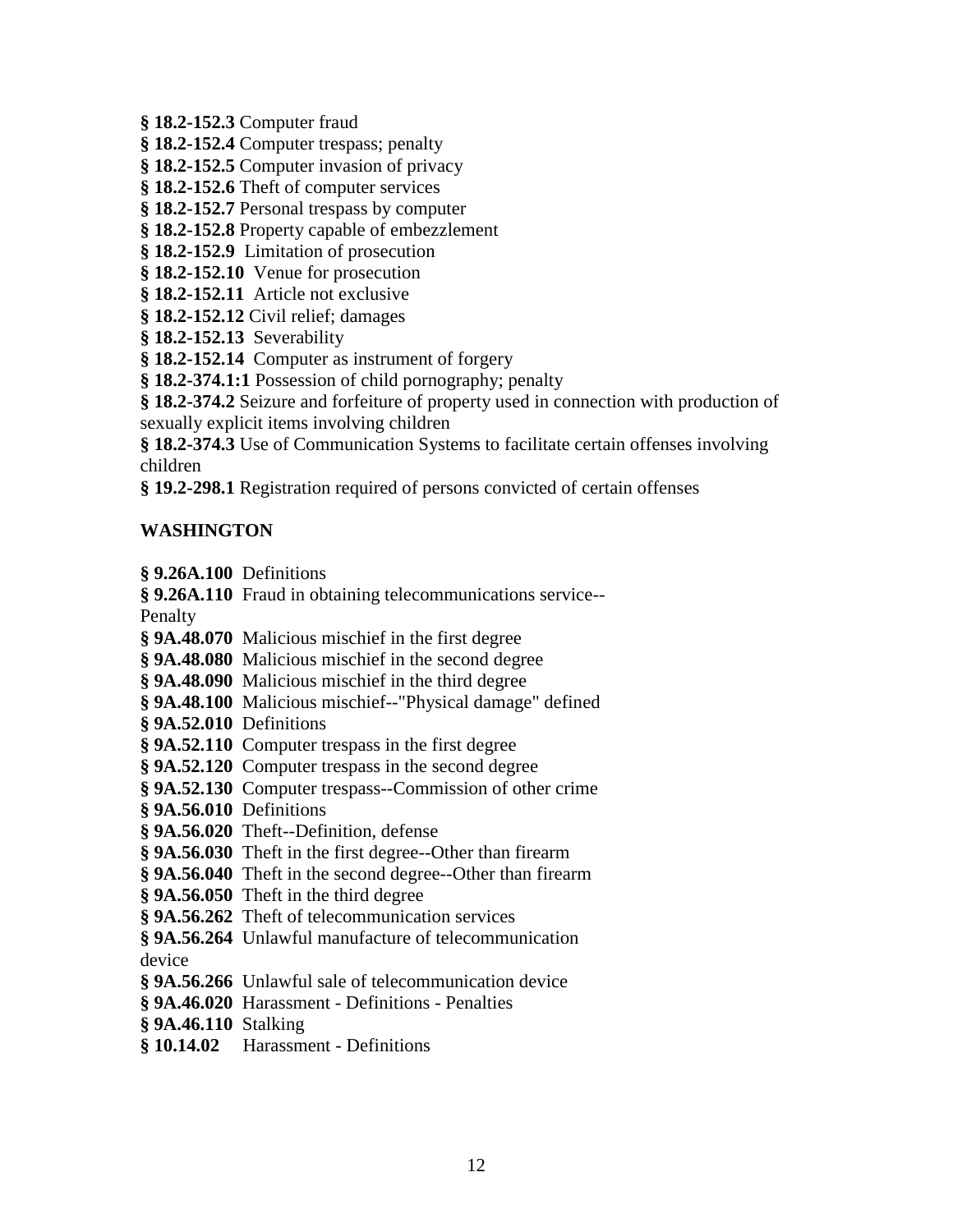**§ 18.2-152.3** Computer fraud
**§ 18.2-152.4** Computer trespass; penalty
**§ 18.2-152.5** Computer invasion of privacy
**§ 18.2-152.6** Theft of computer services
**§ 18.2-152.7** Personal trespass by computer
**§ 18.2-152.8** Property capable of embezzlement
**§ 18.2-152.9** Limitation of prosecution
**§ 18.2-152.10** Venue for prosecution
**§ 18.2-152.11** Article not exclusive
**§ 18.2-152.12** Civil relief; damages
**§ 18.2-152.13** Severability
**§ 18.2-152.14** Computer as instrument of forgery
**§ 18.2-374.1:1** Possession of child pornography; penalty
**§ 18.2-374.2** Seizure and forfeiture of property used in connection with production of sexually explicit items involving children
**§ 18.2-374.3** Use of Communication Systems to facilitate certain offenses involving children
**§ 19.2-298.1** Registration required of persons convicted of certain offenses

**WASHINGTON**

**§ 9.26A.100** Definitions
**§ 9.26A.110** Fraud in obtaining telecommunications service--Penalty
**§ 9A.48.070** Malicious mischief in the first degree
**§ 9A.48.080** Malicious mischief in the second degree
**§ 9A.48.090** Malicious mischief in the third degree
**§ 9A.48.100** Malicious mischief--"Physical damage" defined
**§ 9A.52.010** Definitions
**§ 9A.52.110** Computer trespass in the first degree
**§ 9A.52.120** Computer trespass in the second degree
**§ 9A.52.130** Computer trespass--Commission of other crime
**§ 9A.56.010** Definitions
**§ 9A.56.020** Theft--Definition, defense
**§ 9A.56.030** Theft in the first degree--Other than firearm
**§ 9A.56.040** Theft in the second degree--Other than firearm
**§ 9A.56.050** Theft in the third degree
**§ 9A.56.262** Theft of telecommunication services
**§ 9A.56.264** Unlawful manufacture of telecommunication device
**§ 9A.56.266** Unlawful sale of telecommunication device
**§ 9A.46.020** Harassment - Definitions - Penalties
**§ 9A.46.110** Stalking
**§ 10.14.02** Harassment - Definitions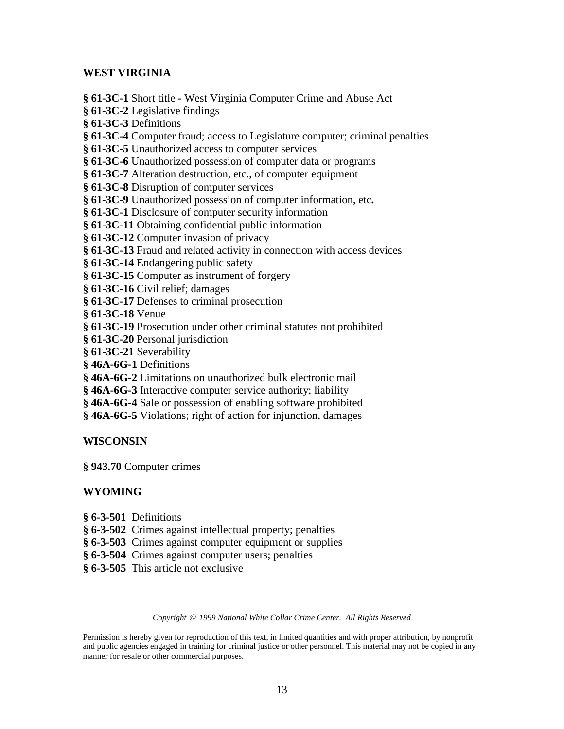## WEST VIRGINIA

**§ 61-3C-1** Short title **-** West Virginia Computer Crime and Abuse Act
**§ 61-3C-2** Legislative findings
**§ 61-3C-3** Definitions
**§ 61-3C-4** Computer fraud; access to Legislature computer; criminal penalties
**§ 61-3C-5** Unauthorized access to computer services
**§ 61-3C-6** Unauthorized possession of computer data or programs
**§ 61-3C-7** Alteration destruction, etc., of computer equipment
**§ 61-3C-8** Disruption of computer services
**§ 61-3C-9** Unauthorized possession of computer information, etc**.**
**§ 61-3C-1** Disclosure of computer security information
**§ 61-3C-11** Obtaining confidential public information
**§ 61-3C-12** Computer invasion of privacy
**§ 61-3C-13** Fraud and related activity in connection with access devices
**§ 61-3C-14** Endangering public safety
**§ 61-3C-15** Computer as instrument of forgery
**§ 61-3C-16** Civil relief; damages
**§ 61-3C-17** Defenses to criminal prosecution
**§ 61-3C-18** Venue
**§ 61-3C-19** Prosecution under other criminal statutes not prohibited
**§ 61-3C-20** Personal jurisdiction
**§ 61-3C-21** Severability
**§ 46A-6G-1** Definitions
**§ 46A-6G-2** Limitations on unauthorized bulk electronic mail
**§ 46A-6G-3** Interactive computer service authority; liability
**§ 46A-6G-4** Sale or possession of enabling software prohibited
**§ 46A-6G-5** Violations; right of action for injunction, damages

## WISCONSIN

**§ 943.70** Computer crimes

## WYOMING

**§ 6-3-501** Definitions
**§ 6-3-502** Crimes against intellectual property; penalties
**§ 6-3-503** Crimes against computer equipment or supplies
**§ 6-3-504** Crimes against computer users; penalties
**§ 6-3-505** This article not exclusive

*Copyright © 1999 National White Collar Crime Center. All Rights Reserved*

Permission is hereby given for reproduction of this text, in limited quantities and with proper attribution, by nonprofit and public agencies engaged in training for criminal justice or other personnel. This material may not be copied in any manner for resale or other commercial purposes.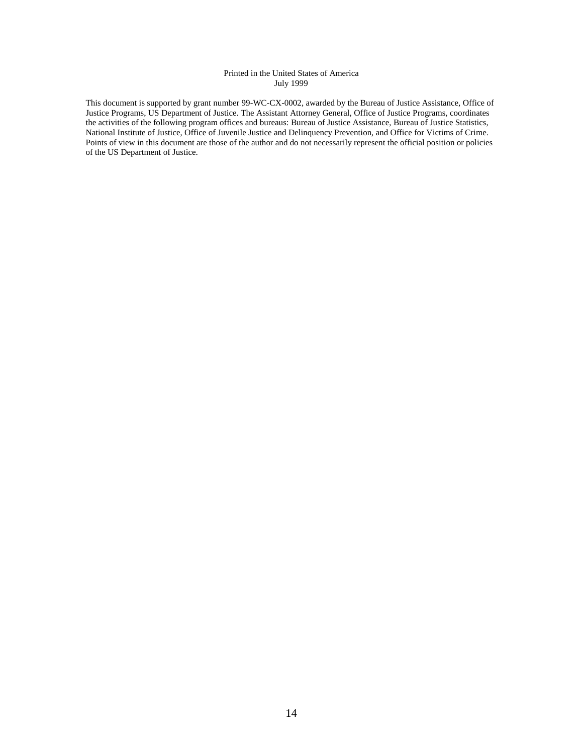Printed in the United States of America
July 1999

This document is supported by grant number 99-WC-CX-0002, awarded by the Bureau of Justice Assistance, Office of Justice Programs, US Department of Justice. The Assistant Attorney General, Office of Justice Programs, coordinates the activities of the following program offices and bureaus: Bureau of Justice Assistance, Bureau of Justice Statistics, National Institute of Justice, Office of Juvenile Justice and Delinquency Prevention, and Office for Victims of Crime. Points of view in this document are those of the author and do not necessarily represent the official position or policies of the US Department of Justice.